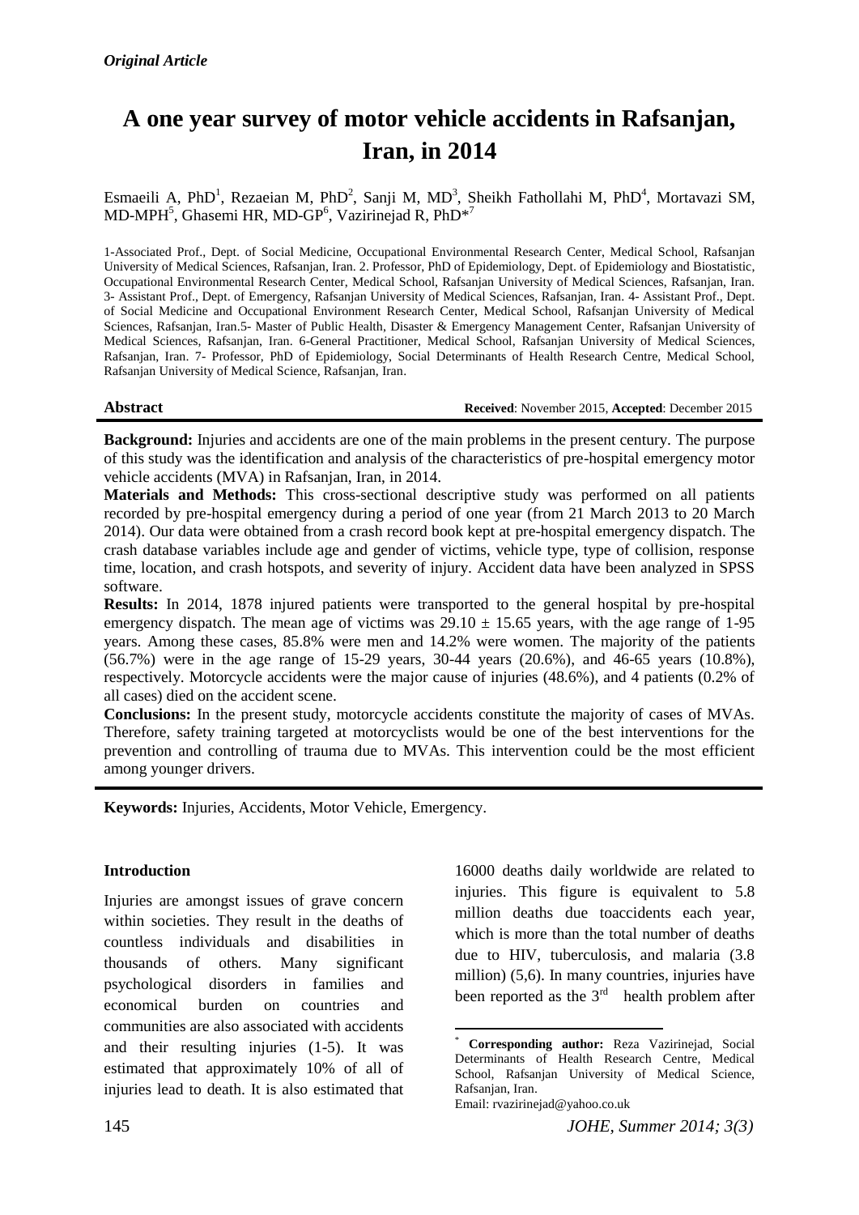*Original Article*

# A one year survey of motor vehicle accidents in Rafsanjan, Iran, in 2014

Esmaeili A, PhD[1], Rezaeian M, PhD[2], Sanji M, MD[3], Sheikh Fathollahi M, PhD[4], Mortavazi SM, MD-MPH[5], Ghasemi HR, MD-GP[6], Vazirinejad R, PhD*[7]

1-Associated Prof., Dept. of Social Medicine, Occupational Environmental Research Center, Medical School, Rafsanjan University of Medical Sciences, Rafsanjan, Iran. 2. Professor, PhD of Epidemiology, Dept. of Epidemiology and Biostatistic, Occupational Environmental Research Center, Medical School, Rafsanjan University of Medical Sciences, Rafsanjan, Iran. 3- Assistant Prof., Dept. of Emergency, Rafsanjan University of Medical Sciences, Rafsanjan, Iran. 4- Assistant Prof., Dept. of Social Medicine and Occupational Environment Research Center, Medical School, Rafsanjan University of Medical Sciences, Rafsanjan, Iran.5- Master of Public Health, Disaster & Emergency Management Center, Rafsanjan University of Medical Sciences, Rafsanjan, Iran. 6-General Practitioner, Medical School, Rafsanjan University of Medical Sciences, Rafsanjan, Iran. 7- Professor, PhD of Epidemiology, Social Determinants of Health Research Centre, Medical School, Rafsanjan University of Medical Science, Rafsanjan, Iran.

**Abstract** — **Received**: November 2015, **Accepted**: December 2015

**Background:** Injuries and accidents are one of the main problems in the present century. The purpose of this study was the identification and analysis of the characteristics of pre-hospital emergency motor vehicle accidents (MVA) in Rafsanjan, Iran, in 2014.

**Materials and Methods:** This cross-sectional descriptive study was performed on all patients recorded by pre-hospital emergency during a period of one year (from 21 March 2013 to 20 March 2014). Our data were obtained from a crash record book kept at pre-hospital emergency dispatch. The crash database variables include age and gender of victims, vehicle type, type of collision, response time, location, and crash hotspots, and severity of injury. Accident data have been analyzed in SPSS software.

**Results:** In 2014, 1878 injured patients were transported to the general hospital by pre-hospital emergency dispatch. The mean age of victims was $29.10 \pm 15.65$ years, with the age range of 1-95 years. Among these cases, 85.8% were men and 14.2% were women. The majority of the patients (56.7%) were in the age range of 15-29 years, 30-44 years (20.6%), and 46-65 years (10.8%), respectively. Motorcycle accidents were the major cause of injuries (48.6%), and 4 patients (0.2% of all cases) died on the accident scene.

**Conclusions:** In the present study, motorcycle accidents constitute the majority of cases of MVAs. Therefore, safety training targeted at motorcyclists would be one of the best interventions for the prevention and controlling of trauma due to MVAs. This intervention could be the most efficient among younger drivers.

**Keywords:** Injuries, Accidents, Motor Vehicle, Emergency.

## Introduction

Injuries are amongst issues of grave concern within societies. They result in the deaths of countless individuals and disabilities in thousands of others. Many significant psychological disorders in families and economical burden on countries and communities are also associated with accidents and their resulting injuries (1-5). It was estimated that approximately 10% of all of injuries lead to death. It is also estimated that 16000 deaths daily worldwide are related to injuries. This figure is equivalent to 5.8 million deaths due toaccidents each year, which is more than the total number of deaths due to HIV, tuberculosis, and malaria (3.8 million) (5,6). In many countries, injuries have been reported as the 3rd health problem after

\* **Corresponding author:** Reza Vazirinejad, Social Determinants of Health Research Centre, Medical School, Rafsanjan University of Medical Science, Rafsanjan, Iran.
Email: rvazirinejad@yahoo.co.uk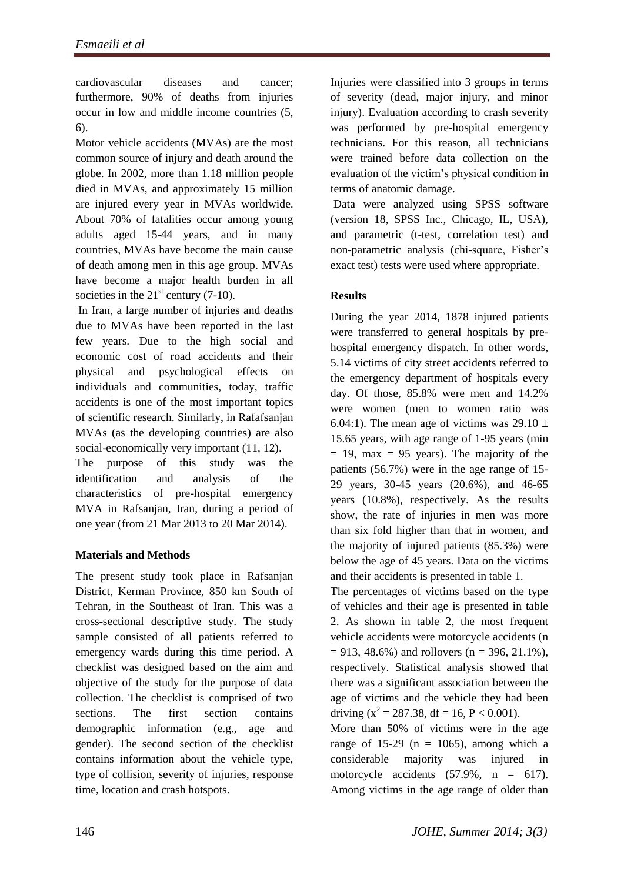cardiovascular diseases and cancer; furthermore, 90% of deaths from injuries occur in low and middle income countries (5, 6).

Motor vehicle accidents (MVAs) are the most common source of injury and death around the globe. In 2002, more than 1.18 million people died in MVAs, and approximately 15 million are injured every year in MVAs worldwide. About 70% of fatalities occur among young adults aged 15-44 years, and in many countries, MVAs have become the main cause of death among men in this age group. MVAs have become a major health burden in all societies in the $21^{st}$ century (7-10).

In Iran, a large number of injuries and deaths due to MVAs have been reported in the last few years. Due to the high social and economic cost of road accidents and their physical and psychological effects on individuals and communities, today, traffic accidents is one of the most important topics of scientific research. Similarly, in Rafafsanjan MVAs (as the developing countries) are also social-economically very important (11, 12).

The purpose of this study was the identification and analysis of the characteristics of pre-hospital emergency MVA in Rafsanjan, Iran, during a period of one year (from 21 Mar 2013 to 20 Mar 2014).

## Materials and Methods

The present study took place in Rafsanjan District, Kerman Province, 850 km South of Tehran, in the Southeast of Iran. This was a cross-sectional descriptive study. The study sample consisted of all patients referred to emergency wards during this time period. A checklist was designed based on the aim and objective of the study for the purpose of data collection. The checklist is comprised of two sections. The first section contains demographic information (e.g., age and gender). The second section of the checklist contains information about the vehicle type, type of collision, severity of injuries, response time, location and crash hotspots.

Injuries were classified into 3 groups in terms of severity (dead, major injury, and minor injury). Evaluation according to crash severity was performed by pre-hospital emergency technicians. For this reason, all technicians were trained before data collection on the evaluation of the victim's physical condition in terms of anatomic damage.

Data were analyzed using SPSS software (version 18, SPSS Inc., Chicago, IL, USA), and parametric (t-test, correlation test) and non-parametric analysis (chi-square, Fisher's exact test) tests were used where appropriate.

## Results

During the year 2014, 1878 injured patients were transferred to general hospitals by pre-hospital emergency dispatch. In other words, 5.14 victims of city street accidents referred to the emergency department of hospitals every day. Of those, 85.8% were men and 14.2% were women (men to women ratio was 6.04:1). The mean age of victims was $29.10 \pm 15.65$ years, with age range of 1-95 years (min = 19, max = 95 years). The majority of the patients (56.7%) were in the age range of 15-29 years, 30-45 years (20.6%), and 46-65 years (10.8%), respectively. As the results show, the rate of injuries in men was more than six fold higher than that in women, and the majority of injured patients (85.3%) were below the age of 45 years. Data on the victims and their accidents is presented in table 1.

The percentages of victims based on the type of vehicles and their age is presented in table 2. As shown in table 2, the most frequent vehicle accidents were motorcycle accidents (n = 913, 48.6%) and rollovers (n = 396, 21.1%), respectively. Statistical analysis showed that there was a significant association between the age of victims and the vehicle they had been driving ($x^2 = 287.38$, df = 16, $P < 0.001$).

More than 50% of victims were in the age range of 15-29 (n = 1065), among which a considerable majority was injured in motorcycle accidents (57.9%, n = 617). Among victims in the age range of older than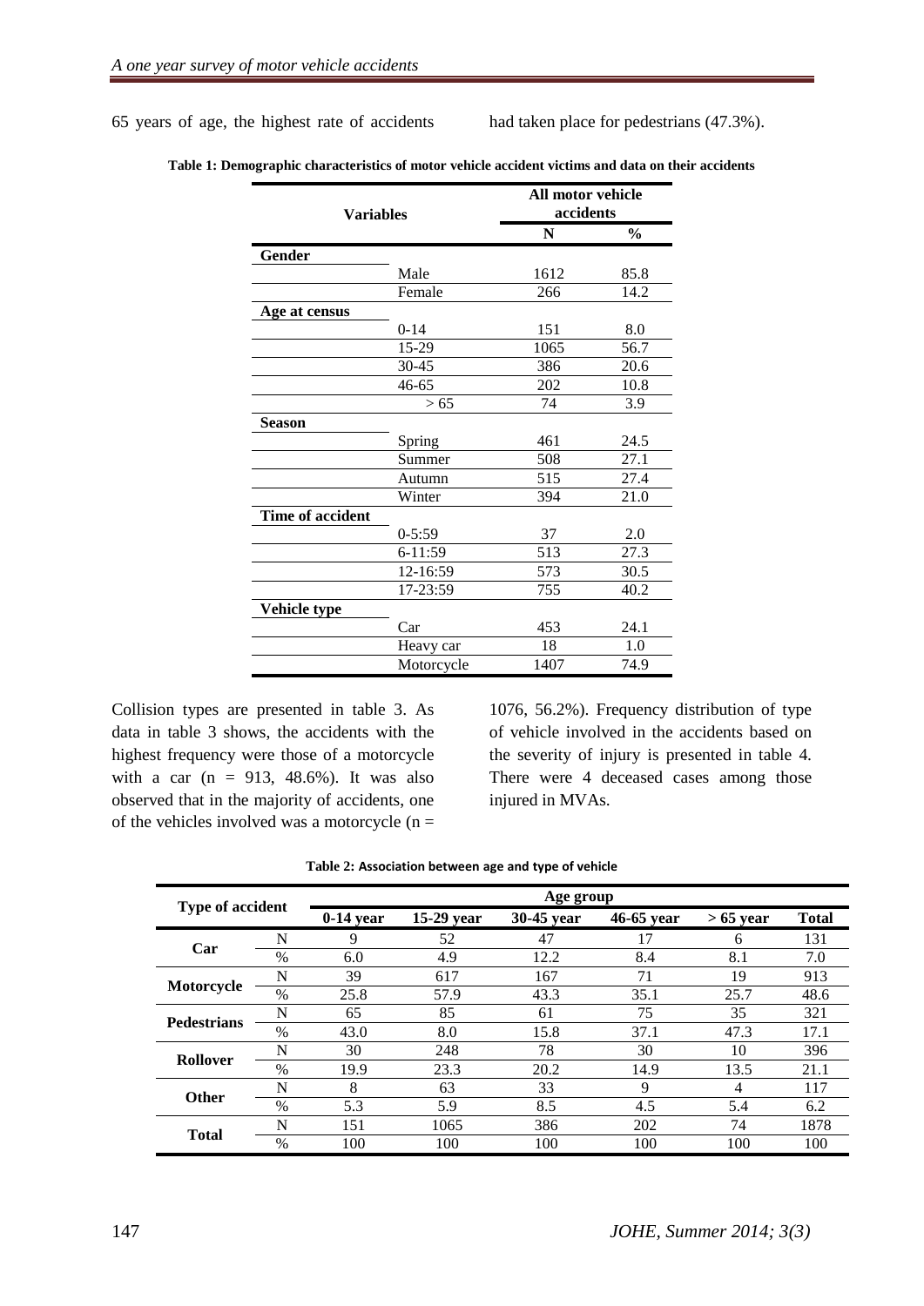65 years of age, the highest rate of accidents had taken place for pedestrians (47.3%).

**Table 1: Demographic characteristics of motor vehicle accident victims and data on their accidents**

| Variables | | All motor vehicle accidents | |
|---|---|---|---|
| | | N | % |
| **Gender** | | | |
| | Male | 1612 | 85.8 |
| | Female | 266 | 14.2 |
| **Age at census** | | | |
| | 0-14 | 151 | 8.0 |
| | 15-29 | 1065 | 56.7 |
| | 30-45 | 386 | 20.6 |
| | 46-65 | 202 | 10.8 |
| | > 65 | 74 | 3.9 |
| **Season** | | | |
| | Spring | 461 | 24.5 |
| | Summer | 508 | 27.1 |
| | Autumn | 515 | 27.4 |
| | Winter | 394 | 21.0 |
| **Time of accident** | | | |
| | 0-5:59 | 37 | 2.0 |
| | 6-11:59 | 513 | 27.3 |
| | 12-16:59 | 573 | 30.5 |
| | 17-23:59 | 755 | 40.2 |
| **Vehicle type** | | | |
| | Car | 453 | 24.1 |
| | Heavy car | 18 | 1.0 |
| | Motorcycle | 1407 | 74.9 |

Collision types are presented in table 3. As data in table 3 shows, the accidents with the highest frequency were those of a motorcycle with a car (n = 913, 48.6%). It was also observed that in the majority of accidents, one of the vehicles involved was a motorcycle (n = 1076, 56.2%). Frequency distribution of type of vehicle involved in the accidents based on the severity of injury is presented in table 4. There were 4 deceased cases among those injured in MVAs.

**Table 2: Association between age and type of vehicle**

| Type of accident | | Age group | | | | | |
|---|---|---|---|---|---|---|---|
| | | 0-14 year | 15-29 year | 30-45 year | 46-65 year | > 65 year | Total |
| **Car** | N | 9 | 52 | 47 | 17 | 6 | 131 |
| | % | 6.0 | 4.9 | 12.2 | 8.4 | 8.1 | 7.0 |
| **Motorcycle** | N | 39 | 617 | 167 | 71 | 19 | 913 |
| | % | 25.8 | 57.9 | 43.3 | 35.1 | 25.7 | 48.6 |
| **Pedestrians** | N | 65 | 85 | 61 | 75 | 35 | 321 |
| | % | 43.0 | 8.0 | 15.8 | 37.1 | 47.3 | 17.1 |
| **Rollover** | N | 30 | 248 | 78 | 30 | 10 | 396 |
| | % | 19.9 | 23.3 | 20.2 | 14.9 | 13.5 | 21.1 |
| **Other** | N | 8 | 63 | 33 | 9 | 4 | 117 |
| | % | 5.3 | 5.9 | 8.5 | 4.5 | 5.4 | 6.2 |
| **Total** | N | 151 | 1065 | 386 | 202 | 74 | 1878 |
| | % | 100 | 100 | 100 | 100 | 100 | 100 |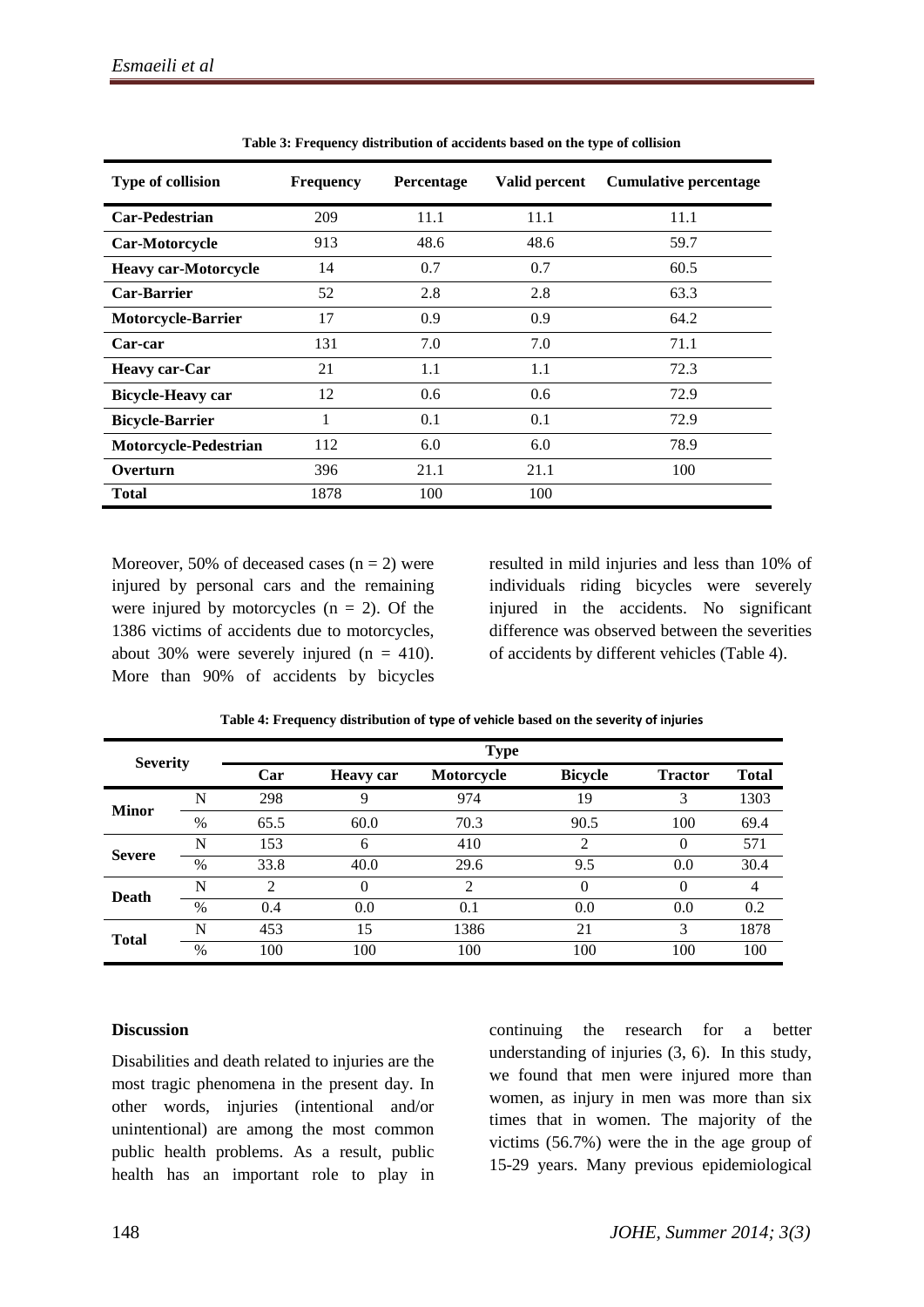**Table 3: Frequency distribution of accidents based on the type of collision**

| Type of collision | Frequency | Percentage | Valid percent | Cumulative percentage |
|---|---|---|---|---|
| **Car-Pedestrian** | 209 | 11.1 | 11.1 | 11.1 |
| **Car-Motorcycle** | 913 | 48.6 | 48.6 | 59.7 |
| **Heavy car-Motorcycle** | 14 | 0.7 | 0.7 | 60.5 |
| **Car-Barrier** | 52 | 2.8 | 2.8 | 63.3 |
| **Motorcycle-Barrier** | 17 | 0.9 | 0.9 | 64.2 |
| **Car-car** | 131 | 7.0 | 7.0 | 71.1 |
| **Heavy car-Car** | 21 | 1.1 | 1.1 | 72.3 |
| **Bicycle-Heavy car** | 12 | 0.6 | 0.6 | 72.9 |
| **Bicycle-Barrier** | 1 | 0.1 | 0.1 | 72.9 |
| **Motorcycle-Pedestrian** | 112 | 6.0 | 6.0 | 78.9 |
| **Overturn** | 396 | 21.1 | 21.1 | 100 |
| **Total** | 1878 | 100 | 100 | |

Moreover, 50% of deceased cases (n = 2) were injured by personal cars and the remaining were injured by motorcycles (n = 2). Of the 1386 victims of accidents due to motorcycles, about 30% were severely injured (n = 410). More than 90% of accidents by bicycles resulted in mild injuries and less than 10% of individuals riding bicycles were severely injured in the accidents. No significant difference was observed between the severities of accidents by different vehicles (Table 4).

**Table 4: Frequency distribution of type of vehicle based on the severity of injuries**

| Severity | | Type | | | | | |
|---|---|---|---|---|---|---|---|
| | | Car | Heavy car | Motorcycle | Bicycle | Tractor | Total |
| **Minor** | N | 298 | 9 | 974 | 19 | 3 | 1303 |
| | % | 65.5 | 60.0 | 70.3 | 90.5 | 100 | 69.4 |
| **Severe** | N | 153 | 6 | 410 | 2 | 0 | 571 |
| | % | 33.8 | 40.0 | 29.6 | 9.5 | 0.0 | 30.4 |
| **Death** | N | 2 | 0 | 2 | 0 | 0 | 4 |
| | % | 0.4 | 0.0 | 0.1 | 0.0 | 0.0 | 0.2 |
| **Total** | N | 453 | 15 | 1386 | 21 | 3 | 1878 |
| | % | 100 | 100 | 100 | 100 | 100 | 100 |

## Discussion

Disabilities and death related to injuries are the most tragic phenomena in the present day. In other words, injuries (intentional and/or unintentional) are among the most common public health problems. As a result, public health has an important role to play in continuing the research for a better understanding of injuries (3, 6). In this study, we found that men were injured more than women, as injury in men was more than six times that in women. The majority of the victims (56.7%) were the in the age group of 15-29 years. Many previous epidemiological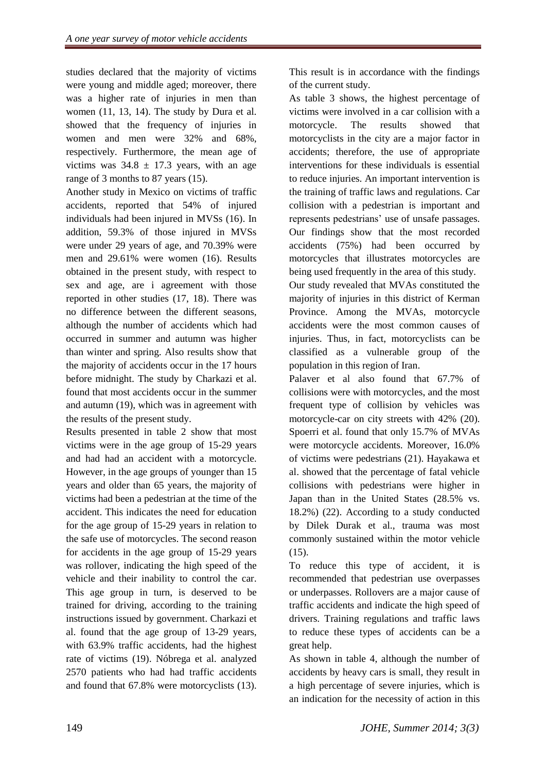studies declared that the majority of victims were young and middle aged; moreover, there was a higher rate of injuries in men than women (11, 13, 14). The study by Dura et al. showed that the frequency of injuries in women and men were 32% and 68%, respectively. Furthermore, the mean age of victims was $34.8 \pm 17.3$ years, with an age range of 3 months to 87 years (15).

Another study in Mexico on victims of traffic accidents, reported that 54% of injured individuals had been injured in MVSs (16). In addition, 59.3% of those injured in MVSs were under 29 years of age, and 70.39% were men and 29.61% were women (16). Results obtained in the present study, with respect to sex and age, are i agreement with those reported in other studies (17, 18). There was no difference between the different seasons, although the number of accidents which had occurred in summer and autumn was higher than winter and spring. Also results show that the majority of accidents occur in the 17 hours before midnight. The study by Charkazi et al. found that most accidents occur in the summer and autumn (19), which was in agreement with the results of the present study.

Results presented in table 2 show that most victims were in the age group of 15-29 years and had had an accident with a motorcycle. However, in the age groups of younger than 15 years and older than 65 years, the majority of victims had been a pedestrian at the time of the accident. This indicates the need for education for the age group of 15-29 years in relation to the safe use of motorcycles. The second reason for accidents in the age group of 15-29 years was rollover, indicating the high speed of the vehicle and their inability to control the car. This age group in turn, is deserved to be trained for driving, according to the training instructions issued by government. Charkazi et al. found that the age group of 13-29 years, with 63.9% traffic accidents, had the highest rate of victims (19). Nóbrega et al. analyzed 2570 patients who had had traffic accidents and found that 67.8% were motorcyclists (13). This result is in accordance with the findings of the current study.

As table 3 shows, the highest percentage of victims were involved in a car collision with a motorcycle. The results showed that motorcyclists in the city are a major factor in accidents; therefore, the use of appropriate interventions for these individuals is essential to reduce injuries. An important intervention is the training of traffic laws and regulations. Car collision with a pedestrian is important and represents pedestrians' use of unsafe passages. Our findings show that the most recorded accidents (75%) had been occurred by motorcycles that illustrates motorcycles are being used frequently in the area of this study.

Our study revealed that MVAs constituted the majority of injuries in this district of Kerman Province. Among the MVAs, motorcycle accidents were the most common causes of injuries. Thus, in fact, motorcyclists can be classified as a vulnerable group of the population in this region of Iran.

Palaver et al also found that 67.7% of collisions were with motorcycles, and the most frequent type of collision by vehicles was motorcycle-car on city streets with 42% (20). Spoerri et al. found that only 15.7% of MVAs were motorcycle accidents. Moreover, 16.0% of victims were pedestrians (21). Hayakawa et al. showed that the percentage of fatal vehicle collisions with pedestrians were higher in Japan than in the United States (28.5% vs. 18.2%) (22). According to a study conducted by Dilek Durak et al., trauma was most commonly sustained within the motor vehicle (15).

To reduce this type of accident, it is recommended that pedestrian use overpasses or underpasses. Rollovers are a major cause of traffic accidents and indicate the high speed of drivers. Training regulations and traffic laws to reduce these types of accidents can be a great help.

As shown in table 4, although the number of accidents by heavy cars is small, they result in a high percentage of severe injuries, which is an indication for the necessity of action in this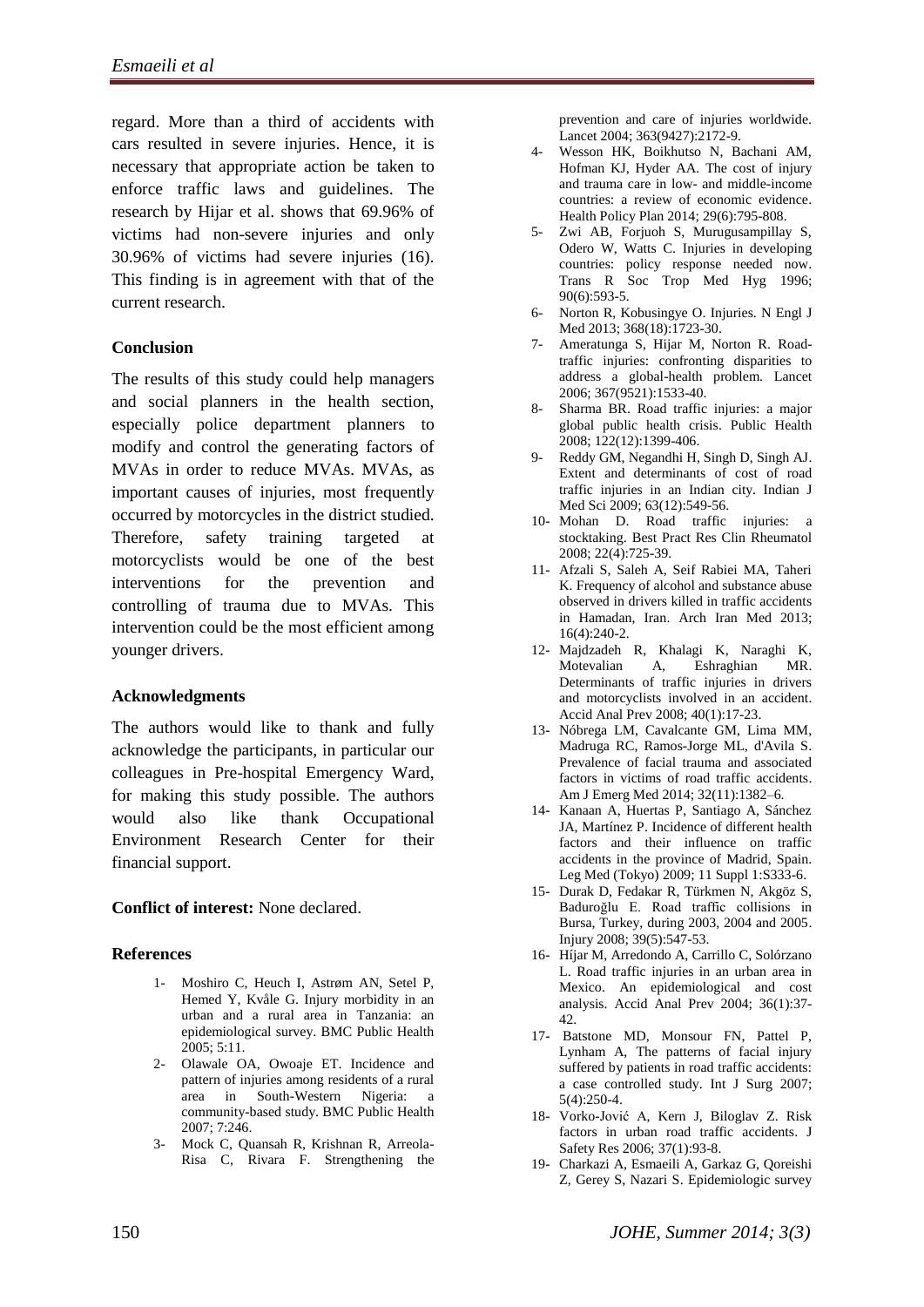regard. More than a third of accidents with cars resulted in severe injuries. Hence, it is necessary that appropriate action be taken to enforce traffic laws and guidelines. The research by Hijar et al. shows that 69.96% of victims had non-severe injuries and only 30.96% of victims had severe injuries (16). This finding is in agreement with that of the current research.

### Conclusion

The results of this study could help managers and social planners in the health section, especially police department planners to modify and control the generating factors of MVAs in order to reduce MVAs. MVAs, as important causes of injuries, most frequently occurred by motorcycles in the district studied. Therefore, safety training targeted at motorcyclists would be one of the best interventions for the prevention and controlling of trauma due to MVAs. This intervention could be the most efficient among younger drivers.

### Acknowledgments

The authors would like to thank and fully acknowledge the participants, in particular our colleagues in Pre-hospital Emergency Ward, for making this study possible. The authors would also like thank Occupational Environment Research Center for their financial support.

**Conflict of interest:** None declared.

### References

1- Moshiro C, Heuch I, Astrøm AN, Setel P, Hemed Y, Kvåle G. Injury morbidity in an urban and a rural area in Tanzania: an epidemiological survey. BMC Public Health 2005; 5:11.
2- Olawale OA, Owoaje ET. Incidence and pattern of injuries among residents of a rural area in South-Western Nigeria: a community-based study. BMC Public Health 2007; 7:246.
3- Mock C, Quansah R, Krishnan R, Arreola-Risa C, Rivara F. Strengthening the prevention and care of injuries worldwide. Lancet 2004; 363(9427):2172-9.
4- Wesson HK, Boikhutso N, Bachani AM, Hofman KJ, Hyder AA. The cost of injury and trauma care in low- and middle-income countries: a review of economic evidence. Health Policy Plan 2014; 29(6):795-808.
5- Zwi AB, Forjuoh S, Murugusampillay S, Odero W, Watts C. Injuries in developing countries: policy response needed now. Trans R Soc Trop Med Hyg 1996; 90(6):593-5.
6- Norton R, Kobusingye O. Injuries. N Engl J Med 2013; 368(18):1723-30.
7- Ameratunga S, Hijar M, Norton R. Road-traffic injuries: confronting disparities to address a global-health problem. Lancet 2006; 367(9521):1533-40.
8- Sharma BR. Road traffic injuries: a major global public health crisis. Public Health 2008; 122(12):1399-406.
9- Reddy GM, Negandhi H, Singh D, Singh AJ. Extent and determinants of cost of road traffic injuries in an Indian city. Indian J Med Sci 2009; 63(12):549-56.
10- Mohan D. Road traffic injuries: a stocktaking. Best Pract Res Clin Rheumatol 2008; 22(4):725-39.
11- Afzali S, Saleh A, Seif Rabiei MA, Taheri K. Frequency of alcohol and substance abuse observed in drivers killed in traffic accidents in Hamadan, Iran. Arch Iran Med 2013; 16(4):240-2.
12- Majdzadeh R, Khalagi K, Naraghi K, Motevalian A, Eshraghian MR. Determinants of traffic injuries in drivers and motorcyclists involved in an accident. Accid Anal Prev 2008; 40(1):17-23.
13- Nóbrega LM, Cavalcante GM, Lima MM, Madruga RC, Ramos-Jorge ML, d'Avila S. Prevalence of facial trauma and associated factors in victims of road traffic accidents. Am J Emerg Med 2014; 32(11):1382–6.
14- Kanaan A, Huertas P, Santiago A, Sánchez JA, Martínez P. Incidence of different health factors and their influence on traffic accidents in the province of Madrid, Spain. Leg Med (Tokyo) 2009; 11 Suppl 1:S333-6.
15- Durak D, Fedakar R, Türkmen N, Akgöz S, Baduroğlu E. Road traffic collisions in Bursa, Turkey, during 2003, 2004 and 2005. Injury 2008; 39(5):547-53.
16- Híjar M, Arredondo A, Carrillo C, Solórzano L. Road traffic injuries in an urban area in Mexico. An epidemiological and cost analysis. Accid Anal Prev 2004; 36(1):37-42.
17- Batstone MD, Monsour FN, Pattel P, Lynham A, The patterns of facial injury suffered by patients in road traffic accidents: a case controlled study. Int J Surg 2007; 5(4):250-4.
18- Vorko-Jović A, Kern J, Biloglav Z. Risk factors in urban road traffic accidents. J Safety Res 2006; 37(1):93-8.
19- Charkazi A, Esmaeili A, Garkaz G, Qoreishi Z, Gerey S, Nazari S. Epidemiologic survey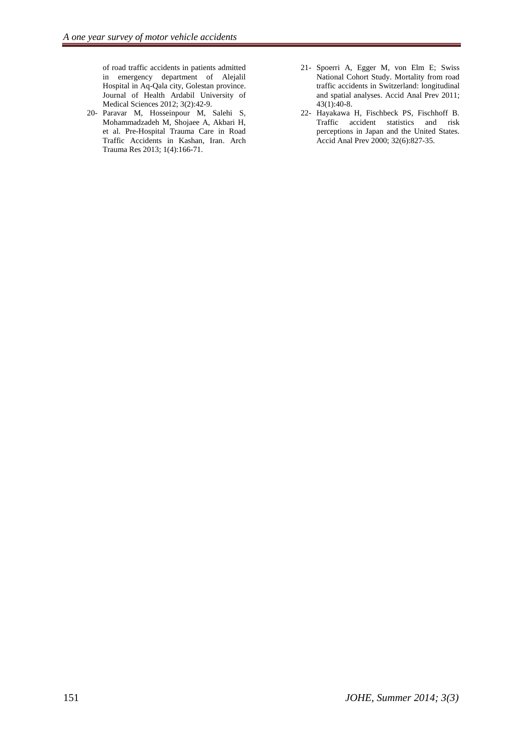of road traffic accidents in patients admitted in emergency department of Alejalil Hospital in Aq-Qala city, Golestan province. Journal of Health Ardabil University of Medical Sciences 2012; 3(2):42-9.

20- Paravar M, Hosseinpour M, Salehi S, Mohammadzadeh M, Shojaee A, Akbari H, et al. Pre-Hospital Trauma Care in Road Traffic Accidents in Kashan, Iran. Arch Trauma Res 2013; 1(4):166-71.

21- Spoerri A, Egger M, von Elm E; Swiss National Cohort Study. Mortality from road traffic accidents in Switzerland: longitudinal and spatial analyses. Accid Anal Prev 2011; 43(1):40-8.

22- Hayakawa H, Fischbeck PS, Fischhoff B. Traffic accident statistics and risk perceptions in Japan and the United States. Accid Anal Prev 2000; 32(6):827-35.